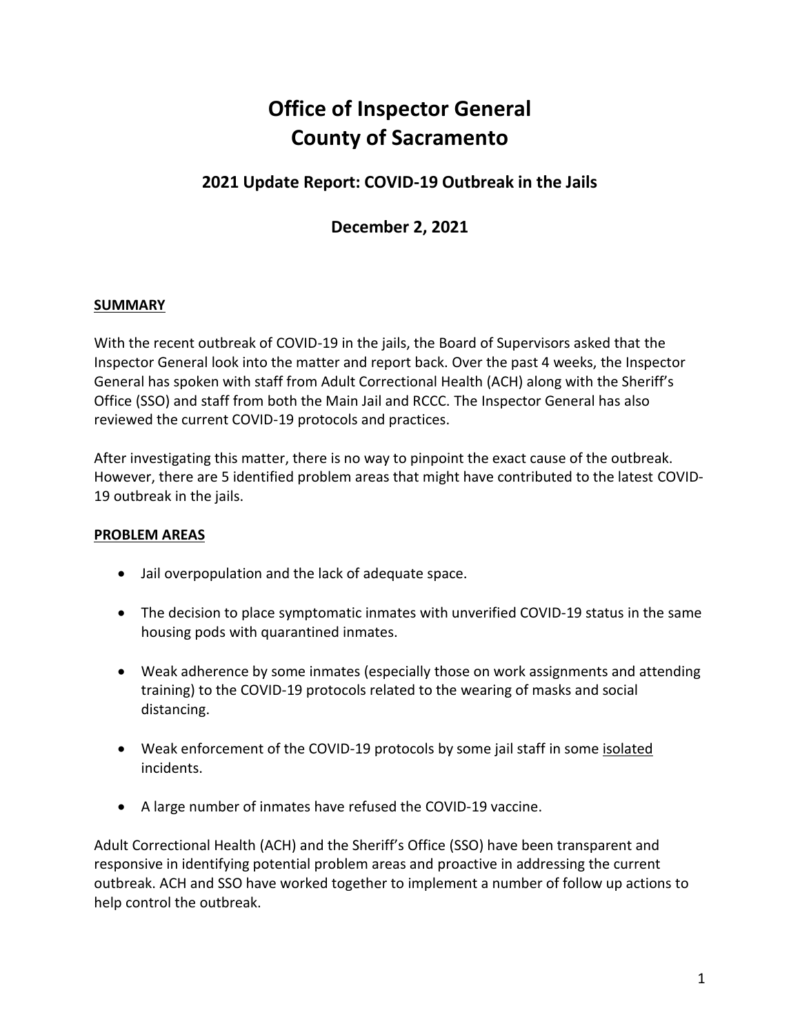# Office of Inspector General
# County of Sacramento

## 2021 Update Report: COVID-19 Outbreak in the Jails

## December 2, 2021

**SUMMARY**

With the recent outbreak of COVID-19 in the jails, the Board of Supervisors asked that the Inspector General look into the matter and report back. Over the past 4 weeks, the Inspector General has spoken with staff from Adult Correctional Health (ACH) along with the Sheriff's Office (SSO) and staff from both the Main Jail and RCCC. The Inspector General has also reviewed the current COVID-19 protocols and practices.

After investigating this matter, there is no way to pinpoint the exact cause of the outbreak. However, there are 5 identified problem areas that might have contributed to the latest COVID-19 outbreak in the jails.

**PROBLEM AREAS**

- Jail overpopulation and the lack of adequate space.
- The decision to place symptomatic inmates with unverified COVID-19 status in the same housing pods with quarantined inmates.
- Weak adherence by some inmates (especially those on work assignments and attending training) to the COVID-19 protocols related to the wearing of masks and social distancing.
- Weak enforcement of the COVID-19 protocols by some jail staff in some isolated incidents.
- A large number of inmates have refused the COVID-19 vaccine.

Adult Correctional Health (ACH) and the Sheriff's Office (SSO) have been transparent and responsive in identifying potential problem areas and proactive in addressing the current outbreak. ACH and SSO have worked together to implement a number of follow up actions to help control the outbreak.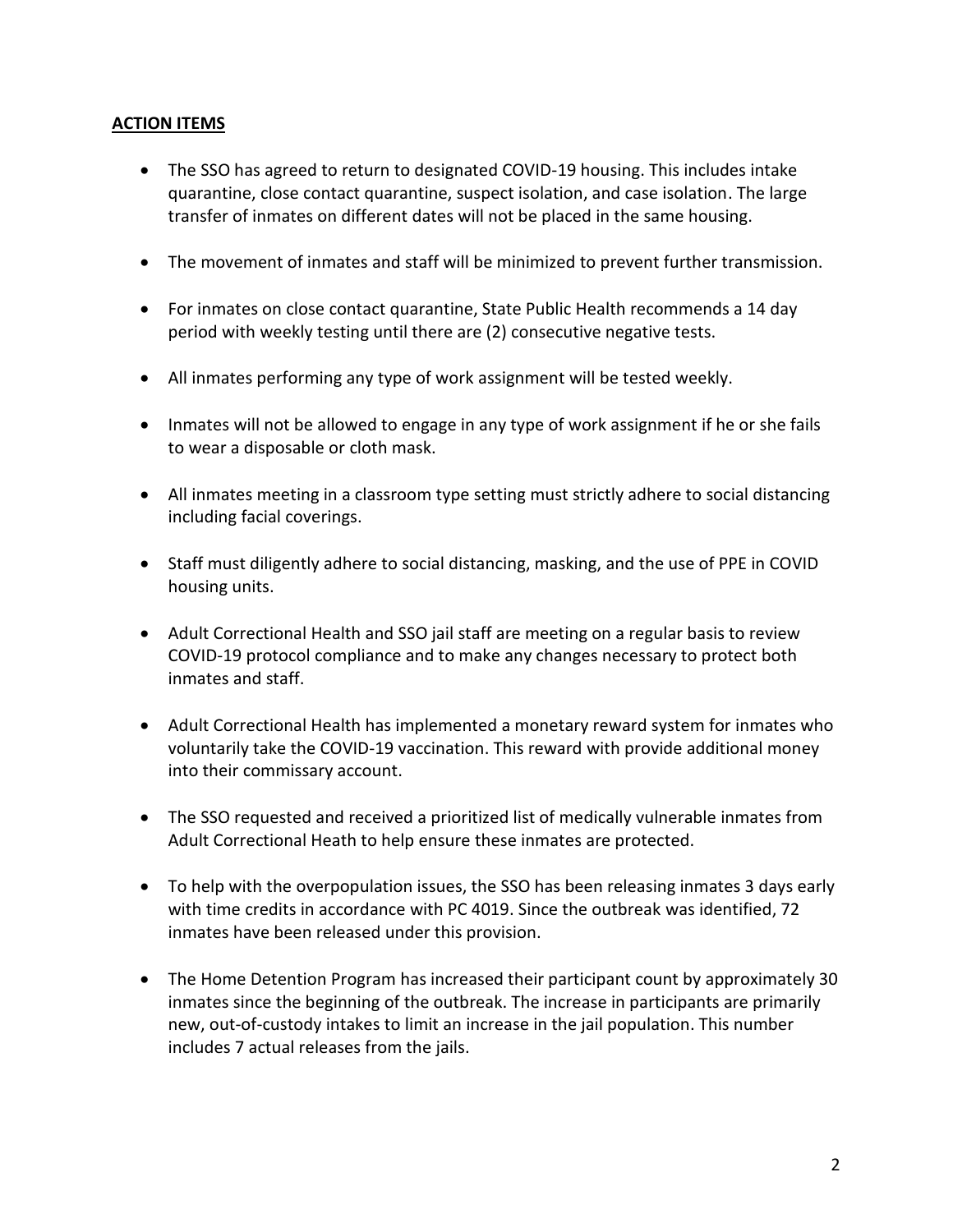## ACTION ITEMS

- The SSO has agreed to return to designated COVID-19 housing. This includes intake quarantine, close contact quarantine, suspect isolation, and case isolation. The large transfer of inmates on different dates will not be placed in the same housing.
- The movement of inmates and staff will be minimized to prevent further transmission.
- For inmates on close contact quarantine, State Public Health recommends a 14 day period with weekly testing until there are (2) consecutive negative tests.
- All inmates performing any type of work assignment will be tested weekly.
- Inmates will not be allowed to engage in any type of work assignment if he or she fails to wear a disposable or cloth mask.
- All inmates meeting in a classroom type setting must strictly adhere to social distancing including facial coverings.
- Staff must diligently adhere to social distancing, masking, and the use of PPE in COVID housing units.
- Adult Correctional Health and SSO jail staff are meeting on a regular basis to review COVID-19 protocol compliance and to make any changes necessary to protect both inmates and staff.
- Adult Correctional Health has implemented a monetary reward system for inmates who voluntarily take the COVID-19 vaccination. This reward with provide additional money into their commissary account.
- The SSO requested and received a prioritized list of medically vulnerable inmates from Adult Correctional Heath to help ensure these inmates are protected.
- To help with the overpopulation issues, the SSO has been releasing inmates 3 days early with time credits in accordance with PC 4019. Since the outbreak was identified, 72 inmates have been released under this provision.
- The Home Detention Program has increased their participant count by approximately 30 inmates since the beginning of the outbreak. The increase in participants are primarily new, out-of-custody intakes to limit an increase in the jail population. This number includes 7 actual releases from the jails.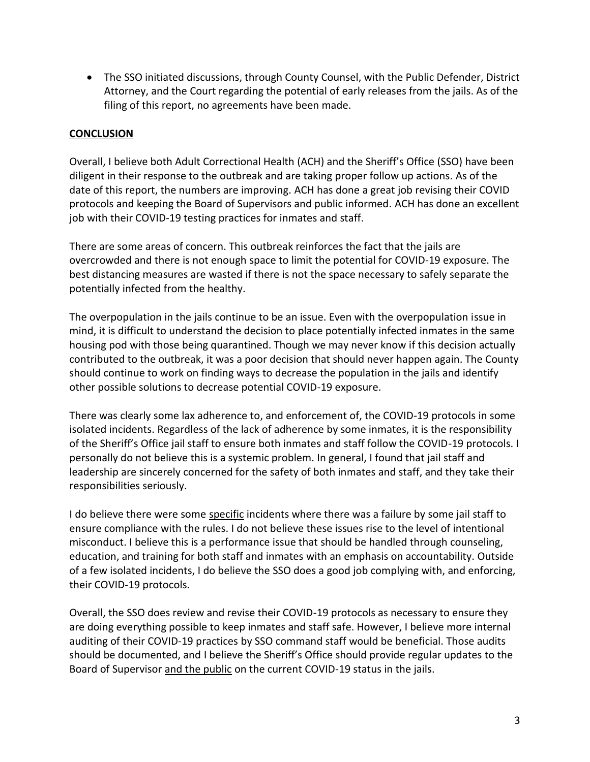- The SSO initiated discussions, through County Counsel, with the Public Defender, District Attorney, and the Court regarding the potential of early releases from the jails. As of the filing of this report, no agreements have been made.

## CONCLUSION

Overall, I believe both Adult Correctional Health (ACH) and the Sheriff's Office (SSO) have been diligent in their response to the outbreak and are taking proper follow up actions. As of the date of this report, the numbers are improving. ACH has done a great job revising their COVID protocols and keeping the Board of Supervisors and public informed. ACH has done an excellent job with their COVID-19 testing practices for inmates and staff.

There are some areas of concern. This outbreak reinforces the fact that the jails are overcrowded and there is not enough space to limit the potential for COVID-19 exposure. The best distancing measures are wasted if there is not the space necessary to safely separate the potentially infected from the healthy.

The overpopulation in the jails continue to be an issue. Even with the overpopulation issue in mind, it is difficult to understand the decision to place potentially infected inmates in the same housing pod with those being quarantined. Though we may never know if this decision actually contributed to the outbreak, it was a poor decision that should never happen again. The County should continue to work on finding ways to decrease the population in the jails and identify other possible solutions to decrease potential COVID-19 exposure.

There was clearly some lax adherence to, and enforcement of, the COVID-19 protocols in some isolated incidents. Regardless of the lack of adherence by some inmates, it is the responsibility of the Sheriff's Office jail staff to ensure both inmates and staff follow the COVID-19 protocols. I personally do not believe this is a systemic problem. In general, I found that jail staff and leadership are sincerely concerned for the safety of both inmates and staff, and they take their responsibilities seriously.

I do believe there were some <u>specific</u> incidents where there was a failure by some jail staff to ensure compliance with the rules. I do not believe these issues rise to the level of intentional misconduct. I believe this is a performance issue that should be handled through counseling, education, and training for both staff and inmates with an emphasis on accountability. Outside of a few isolated incidents, I do believe the SSO does a good job complying with, and enforcing, their COVID-19 protocols.

Overall, the SSO does review and revise their COVID-19 protocols as necessary to ensure they are doing everything possible to keep inmates and staff safe. However, I believe more internal auditing of their COVID-19 practices by SSO command staff would be beneficial. Those audits should be documented, and I believe the Sheriff's Office should provide regular updates to the Board of Supervisor <u>and the public</u> on the current COVID-19 status in the jails.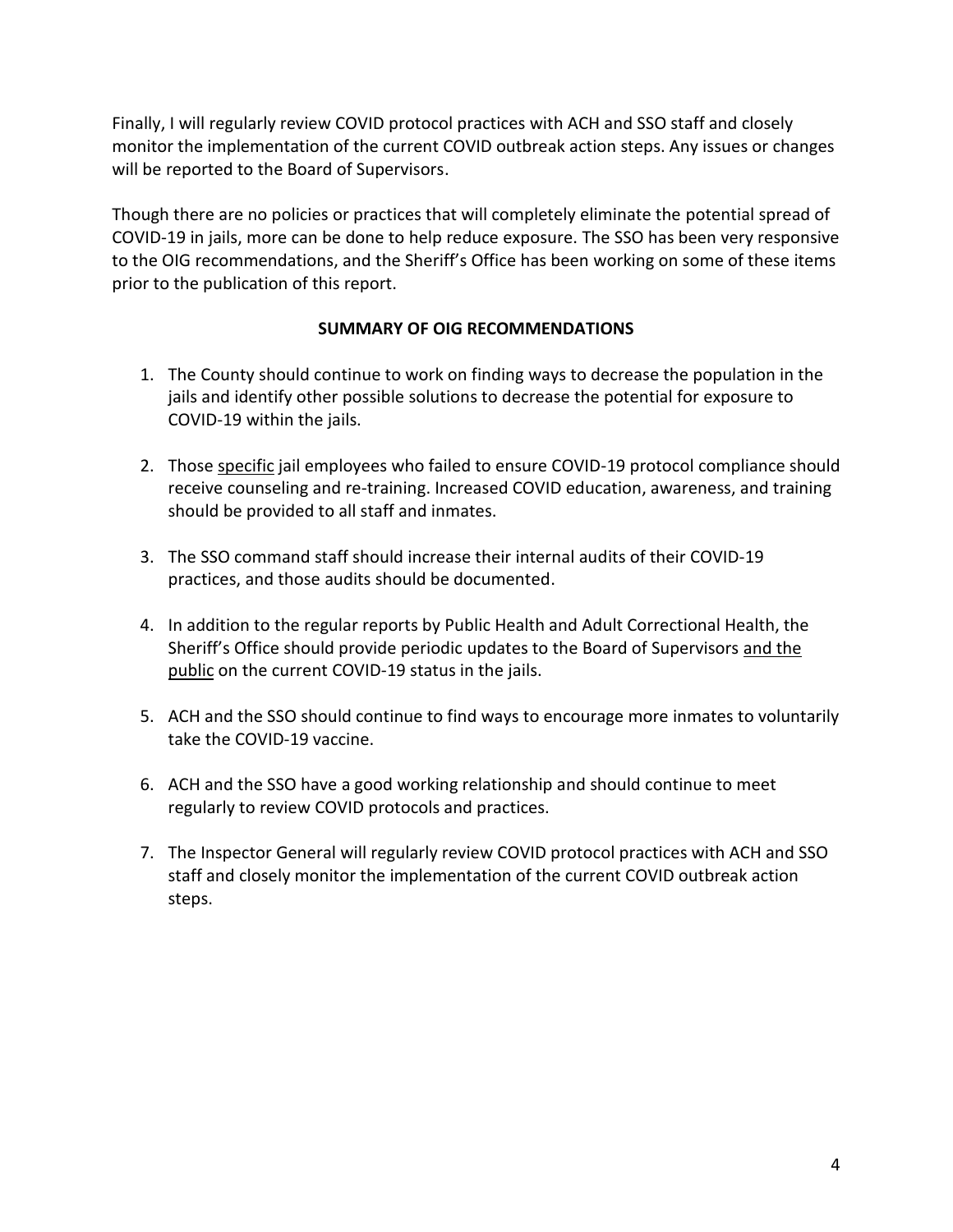Finally, I will regularly review COVID protocol practices with ACH and SSO staff and closely monitor the implementation of the current COVID outbreak action steps. Any issues or changes will be reported to the Board of Supervisors.

Though there are no policies or practices that will completely eliminate the potential spread of COVID-19 in jails, more can be done to help reduce exposure. The SSO has been very responsive to the OIG recommendations, and the Sheriff's Office has been working on some of these items prior to the publication of this report.

## SUMMARY OF OIG RECOMMENDATIONS

1. The County should continue to work on finding ways to decrease the population in the jails and identify other possible solutions to decrease the potential for exposure to COVID-19 within the jails.

2. Those <u>specific</u> jail employees who failed to ensure COVID-19 protocol compliance should receive counseling and re-training. Increased COVID education, awareness, and training should be provided to all staff and inmates.

3. The SSO command staff should increase their internal audits of their COVID-19 practices, and those audits should be documented.

4. In addition to the regular reports by Public Health and Adult Correctional Health, the Sheriff's Office should provide periodic updates to the Board of Supervisors <u>and the public</u> on the current COVID-19 status in the jails.

5. ACH and the SSO should continue to find ways to encourage more inmates to voluntarily take the COVID-19 vaccine.

6. ACH and the SSO have a good working relationship and should continue to meet regularly to review COVID protocols and practices.

7. The Inspector General will regularly review COVID protocol practices with ACH and SSO staff and closely monitor the implementation of the current COVID outbreak action steps.